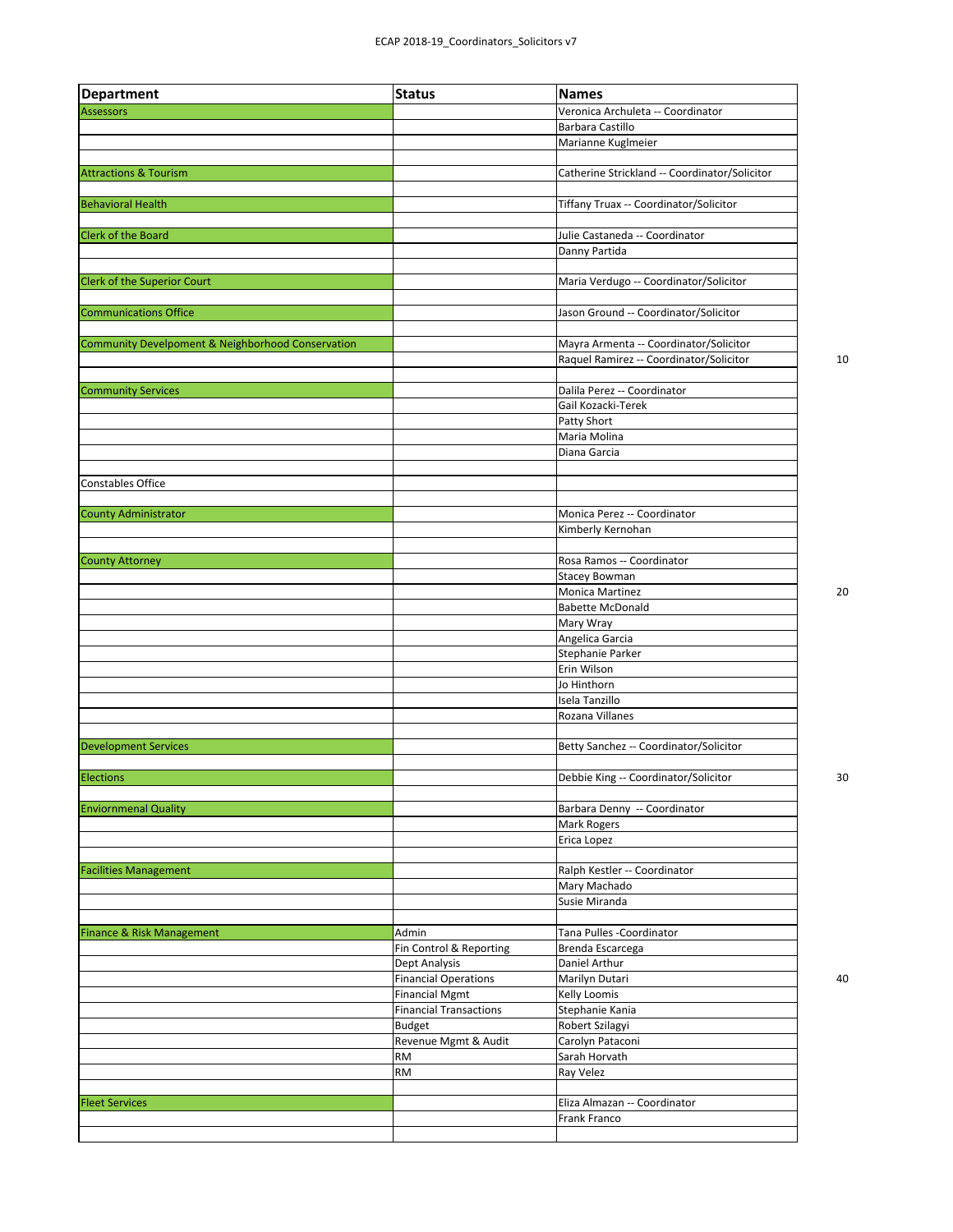ECAP 2018-19_Coordinators_Solicitors v7

| Department | Status | Names |
|---|---|---|
| Assessors | | Veronica Archuleta -- Coordinator |
| | | Barbara Castillo |
| | | Marianne Kuglmeier |
| | | |
| Attractions & Tourism | | Catherine Strickland -- Coordinator/Solicitor |
| | | |
| Behavioral Health | | Tiffany Truax -- Coordinator/Solicitor |
| | | |
| Clerk of the Board | | Julie Castaneda -- Coordinator |
| | | Danny Partida |
| | | |
| Clerk of the Superior Court | | Maria Verdugo -- Coordinator/Solicitor |
| | | |
| Communications Office | | Jason Ground -- Coordinator/Solicitor |
| | | |
| Community Develpoment & Neighborhood Conservation | | Mayra Armenta -- Coordinator/Solicitor |
| | | Raquel Ramirez -- Coordinator/Solicitor |
| | | |
| Community Services | | Dalila Perez -- Coordinator |
| | | Gail Kozacki-Terek |
| | | Patty Short |
| | | Maria Molina |
| | | Diana Garcia |
| | | |
| Constables Office | | |
| | | |
| County Administrator | | Monica Perez -- Coordinator |
| | | Kimberly Kernohan |
| | | |
| County Attorney | | Rosa Ramos -- Coordinator |
| | | Stacey Bowman |
| | | Monica Martinez |
| | | Babette McDonald |
| | | Mary Wray |
| | | Angelica Garcia |
| | | Stephanie Parker |
| | | Erin Wilson |
| | | Jo Hinthorn |
| | | Isela Tanzillo |
| | | Rozana Villanes |
| | | |
| Development Services | | Betty Sanchez -- Coordinator/Solicitor |
| | | |
| Elections | | Debbie King -- Coordinator/Solicitor |
| | | |
| Enviornmenal Quality | | Barbara Denny -- Coordinator |
| | | Mark Rogers |
| | | Erica Lopez |
| | | |
| Facilities Management | | Ralph Kestler -- Coordinator |
| | | Mary Machado |
| | | Susie Miranda |
| | | |
| Finance & Risk Management | Admin | Tana Pulles -Coordinator |
| | Fin Control & Reporting | Brenda Escarcega |
| | Dept Analysis | Daniel Arthur |
| | Financial Operations | Marilyn Dutari |
| | Financial Mgmt | Kelly Loomis |
| | Financial Transactions | Stephanie Kania |
| | Budget | Robert Szilagyi |
| | Revenue Mgmt & Audit | Carolyn Pataconi |
| | RM | Sarah Horvath |
| | RM | Ray Velez |
| | | |
| Fleet Services | | Eliza Almazan -- Coordinator |
| | | Frank Franco |
| | | |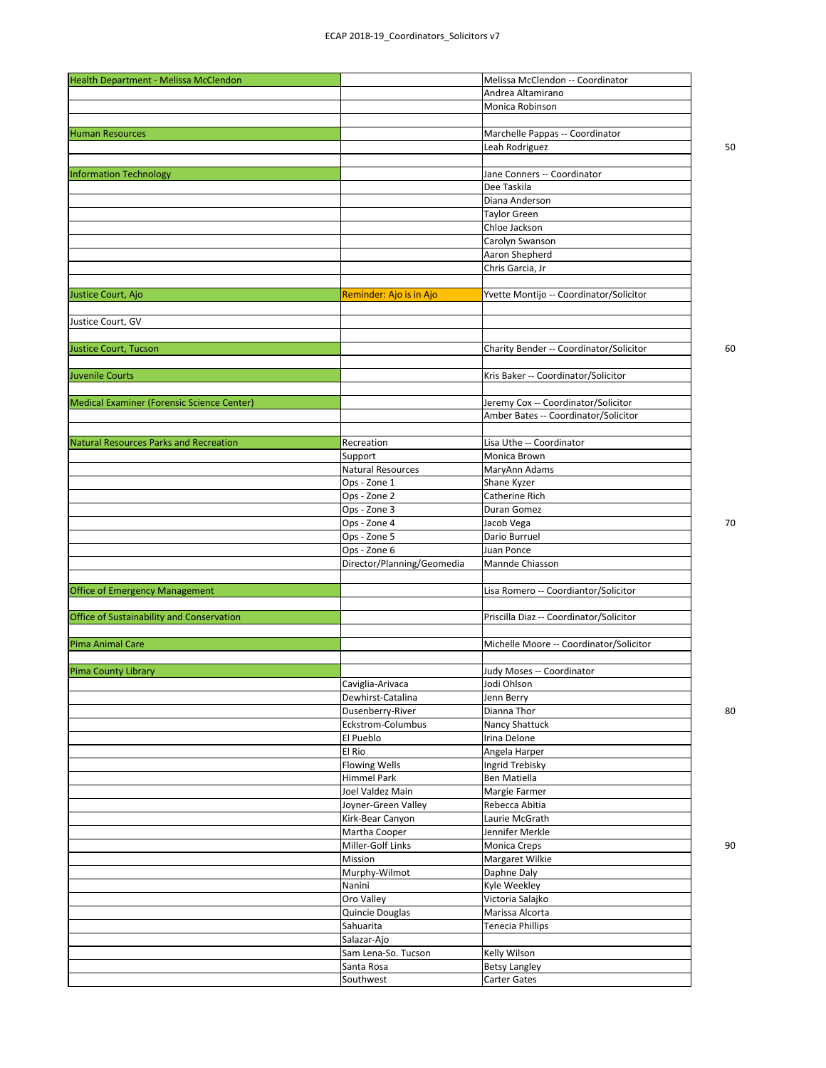| | | |
|---|---|---|
| Health Department - Melissa McClendon | | Melissa McClendon -- Coordinator |
| | | Andrea Altamirano |
| | | Monica Robinson |
| Human Resources | | Marchelle Pappas -- Coordinator |
| | | Leah Rodriguez |
| Information Technology | | Jane Conners -- Coordinator |
| | | Dee Taskila |
| | | Diana Anderson |
| | | Taylor Green |
| | | Chloe Jackson |
| | | Carolyn Swanson |
| | | Aaron Shepherd |
| | | Chris Garcia, Jr |
| Justice Court, Ajo | Reminder: Ajo is in Ajo | Yvette Montijo -- Coordinator/Solicitor |
| Justice Court, GV | | |
| Justice Court, Tucson | | Charity Bender -- Coordinator/Solicitor |
| Juvenile Courts | | Kris Baker -- Coordinator/Solicitor |
| Medical Examiner (Forensic Science Center) | | Jeremy Cox -- Coordinator/Solicitor |
| | | Amber Bates -- Coordinator/Solicitor |
| Natural Resources Parks and Recreation | Recreation | Lisa Uthe -- Coordinator |
| | Support | Monica Brown |
| | Natural Resources | MaryAnn Adams |
| | Ops - Zone 1 | Shane Kyzer |
| | Ops - Zone 2 | Catherine Rich |
| | Ops - Zone 3 | Duran Gomez |
| | Ops - Zone 4 | Jacob Vega |
| | Ops - Zone 5 | Dario Burruel |
| | Ops - Zone 6 | Juan Ponce |
| | Director/Planning/Geomedia | Mannde Chiasson |
| Office of Emergency Management | | Lisa Romero -- Coordiantor/Solicitor |
| Office of Sustainability and Conservation | | Priscilla Diaz -- Coordinator/Solicitor |
| Pima Animal Care | | Michelle Moore -- Coordinator/Solicitor |
| Pima County Library | | Judy Moses -- Coordinator |
| | Caviglia-Arivaca | Jodi Ohlson |
| | Dewhirst-Catalina | Jenn Berry |
| | Dusenberry-River | Dianna Thor |
| | Eckstrom-Columbus | Nancy Shattuck |
| | El Pueblo | Irina Delone |
| | El Rio | Angela Harper |
| | Flowing Wells | Ingrid Trebisky |
| | Himmel Park | Ben Matiella |
| | Joel Valdez Main | Margie Farmer |
| | Joyner-Green Valley | Rebecca Abitia |
| | Kirk-Bear Canyon | Laurie McGrath |
| | Martha Cooper | Jennifer Merkle |
| | Miller-Golf Links | Monica Creps |
| | Mission | Margaret Wilkie |
| | Murphy-Wilmot | Daphne Daly |
| | Nanini | Kyle Weekley |
| | Oro Valley | Victoria Salajko |
| | Quincie Douglas | Marissa Alcorta |
| | Sahuarita | Tenecia Phillips |
| | Salazar-Ajo | |
| | Sam Lena-So. Tucson | Kelly Wilson |
| | Santa Rosa | Betsy Langley |
| | Southwest | Carter Gates |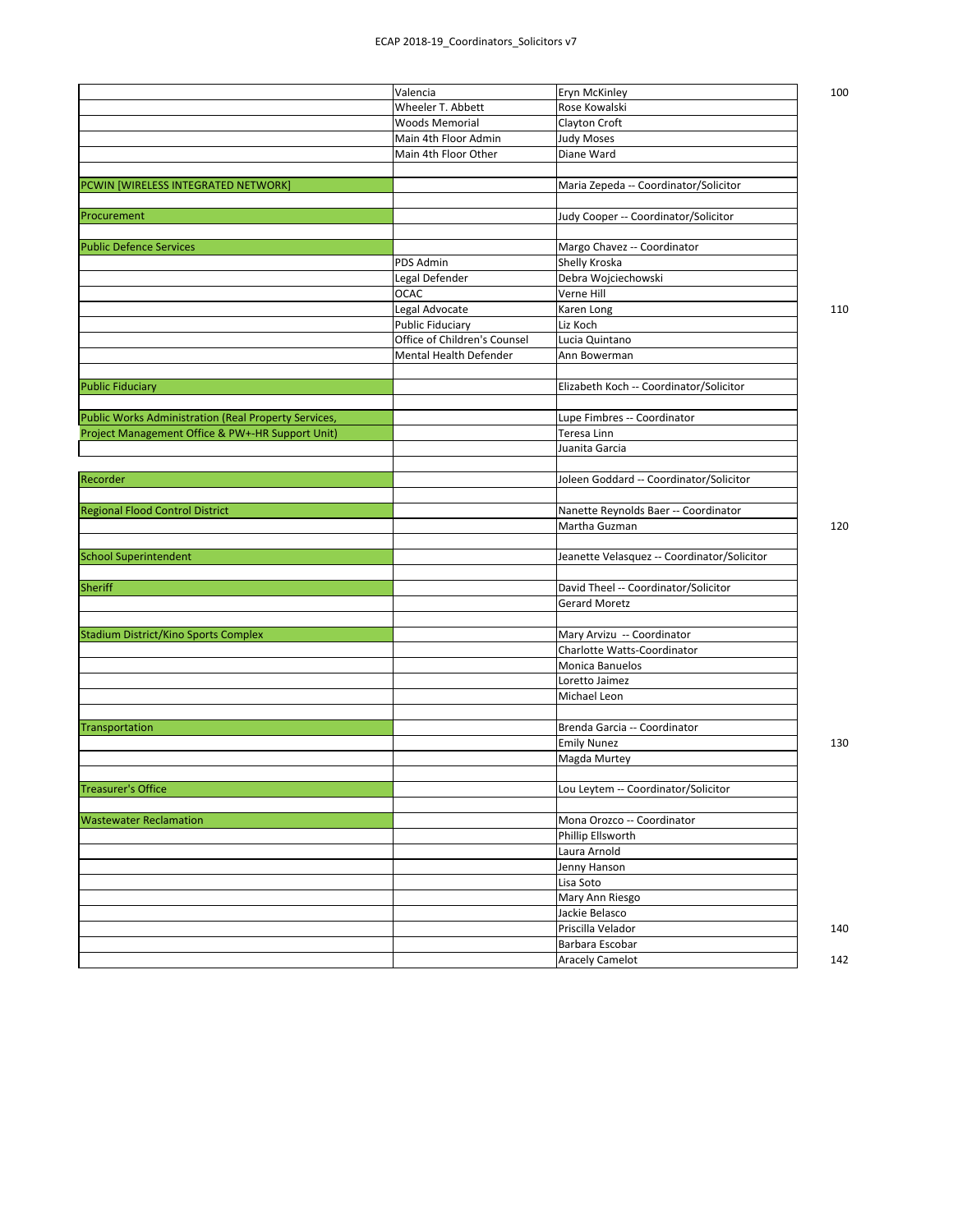| | | | |
|---|---|---|---|
| | Valencia | Eryn McKinley | 100 |
| | Wheeler T. Abbett | Rose Kowalski | |
| | Woods Memorial | Clayton Croft | |
| | Main 4th Floor Admin | Judy Moses | |
| | Main 4th Floor Other | Diane Ward | |
| | | | |
| PCWIN [WIRELESS INTEGRATED NETWORK] | | Maria Zepeda -- Coordinator/Solicitor | |
| | | | |
| Procurement | | Judy Cooper -- Coordinator/Solicitor | |
| | | | |
| Public Defence Services | | Margo Chavez -- Coordinator | |
| | PDS Admin | Shelly Kroska | |
| | Legal Defender | Debra Wojciechowski | |
| | OCAC | Verne Hill | |
| | Legal Advocate | Karen Long | 110 |
| | Public Fiduciary | Liz Koch | |
| | Office of Children's Counsel | Lucia Quintano | |
| | Mental Health Defender | Ann Bowerman | |
| | | | |
| Public Fiduciary | | Elizabeth Koch -- Coordinator/Solicitor | |
| | | | |
| Public Works Administration (Real Property Services, Project Management Office & PW+-HR Support Unit) | | Lupe Fimbres -- Coordinator | |
| | | Teresa Linn | |
| | | Juanita Garcia | |
| | | | |
| Recorder | | Joleen Goddard -- Coordinator/Solicitor | |
| | | | |
| Regional Flood Control District | | Nanette Reynolds Baer -- Coordinator | |
| | | Martha Guzman | 120 |
| | | | |
| School Superintendent | | Jeanette Velasquez -- Coordinator/Solicitor | |
| | | | |
| Sheriff | | David Theel -- Coordinator/Solicitor | |
| | | Gerard Moretz | |
| | | | |
| Stadium District/Kino Sports Complex | | Mary Arvizu -- Coordinator | |
| | | Charlotte Watts-Coordinator | |
| | | Monica Banuelos | |
| | | Loretto Jaimez | |
| | | Michael Leon | |
| | | | |
| Transportation | | Brenda Garcia -- Coordinator | |
| | | Emily Nunez | 130 |
| | | Magda Murtey | |
| | | | |
| Treasurer's Office | | Lou Leytem -- Coordinator/Solicitor | |
| | | | |
| Wastewater Reclamation | | Mona Orozco -- Coordinator | |
| | | Phillip Ellsworth | |
| | | Laura Arnold | |
| | | Jenny Hanson | |
| | | Lisa Soto | |
| | | Mary Ann Riesgo | |
| | | Jackie Belasco | |
| | | Priscilla Velador | 140 |
| | | Barbara Escobar | |
| | | Aracely Camelot | 142 |